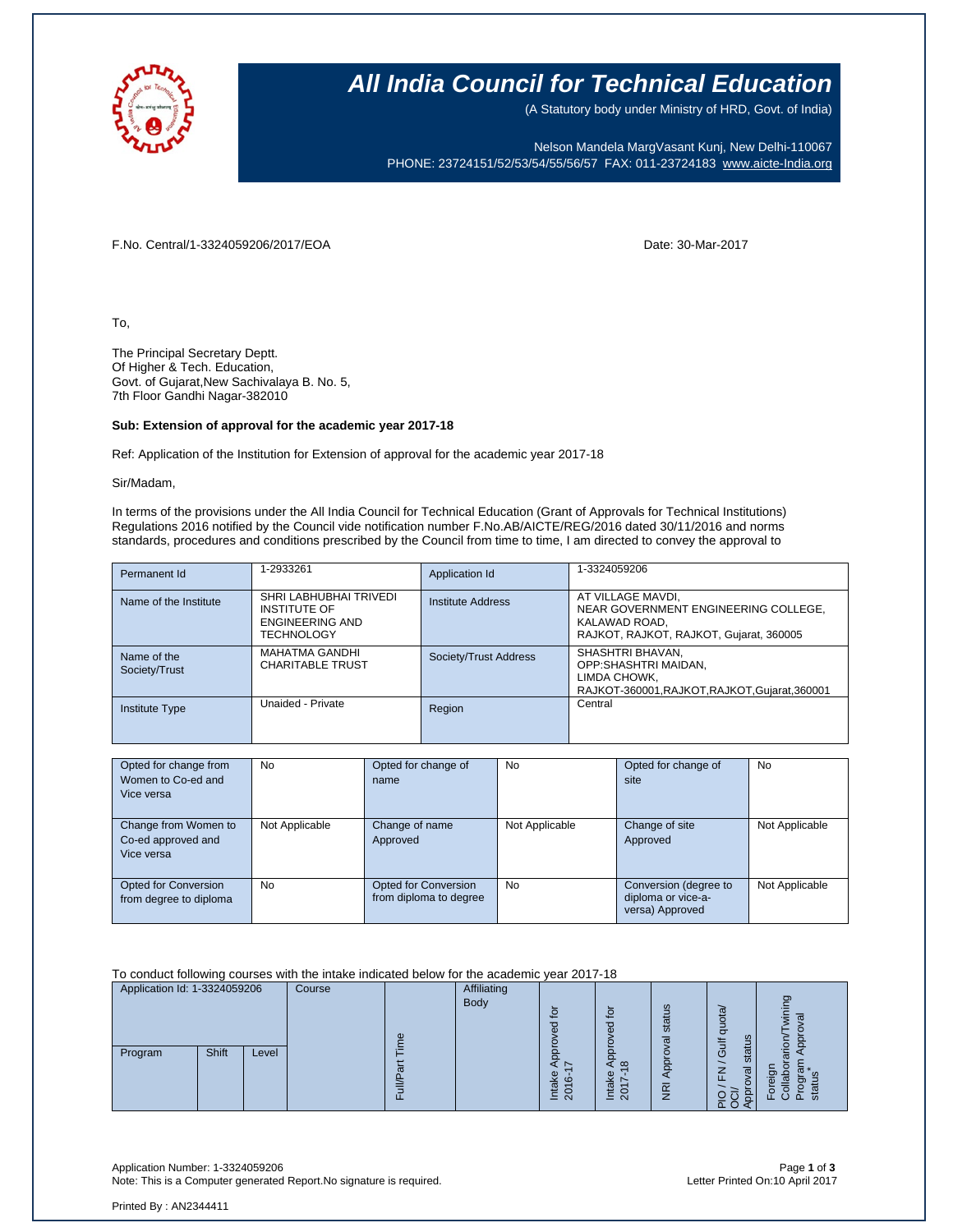# All India Council for Technical Education

(A Statutory body under Ministry of HRD, Govt. of India)

Nelson Mandela MargVasant Kunj, New Delhi-110067
PHONE: 23724151/52/53/54/55/56/57 FAX: 011-23724183 www.aicte-India.org

F.No. Central/1-3324059206/2017/EOA

Date: 30-Mar-2017

To,

The Principal Secretary Deptt.
Of Higher & Tech. Education,
Govt. of Gujarat,New Sachivalaya B. No. 5,
7th Floor Gandhi Nagar-382010

**Sub: Extension of approval for the academic year 2017-18**

Ref: Application of the Institution for Extension of approval for the academic year 2017-18

Sir/Madam,

In terms of the provisions under the All India Council for Technical Education (Grant of Approvals for Technical Institutions) Regulations 2016 notified by the Council vide notification number F.No.AB/AICTE/REG/2016 dated 30/11/2016 and norms standards, procedures and conditions prescribed by the Council from time to time, I am directed to convey the approval to

| | | | |
|---|---|---|---|
| Permanent Id | 1-2933261 | Application Id | 1-3324059206 |
| Name of the Institute | SHRI LABHUBHAI TRIVEDI INSTITUTE OF ENGINEERING AND TECHNOLOGY | Institute Address | AT VILLAGE MAVDI, NEAR GOVERNMENT ENGINEERING COLLEGE, KALAWAD ROAD, RAJKOT, RAJKOT, RAJKOT, Gujarat, 360005 |
| Name of the Society/Trust | MAHATMA GANDHI CHARITABLE TRUST | Society/Trust Address | SHASHTRI BHAVAN, OPP:SHASHTRI MAIDAN, LIMDA CHOWK, RAJKOT-360001,RAJKOT,RAJKOT,Gujarat,360001 |
| Institute Type | Unaided - Private | Region | Central |

| | | | | | |
|---|---|---|---|---|---|
| Opted for change from Women to Co-ed and Vice versa | No | Opted for change of name | No | Opted for change of site | No |
| Change from Women to Co-ed approved and Vice versa | Not Applicable | Change of name Approved | Not Applicable | Change of site Approved | Not Applicable |
| Opted for Conversion from degree to diploma | No | Opted for Conversion from diploma to degree | No | Conversion (degree to diploma or vice-a-versa) Approved | Not Applicable |

To conduct following courses with the intake indicated below for the academic year 2017-18

| Application Id: 1-3324059206 | | | Course | Full/Part Time | Affiliating Body | Intake Approved for 2016-17 | Intake Approved for 2017-18 | NRI Approval status | PIO / FN / Gulf quota/ OCI/ Approval status | Foreign Collaborarion/Twining Program Approval status* |
|---|---|---|---|---|---|---|---|---|---|---|
| Program | Shift | Level | | | | | | | | |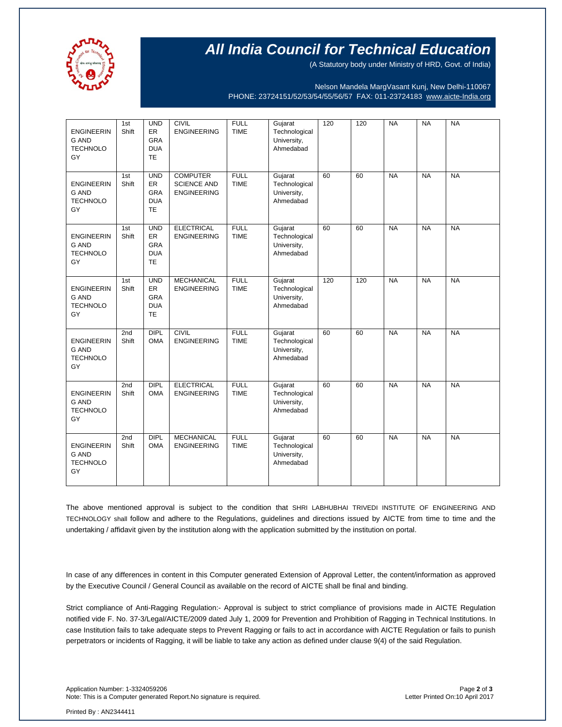# All India Council for Technical Education

(A Statutory body under Ministry of HRD, Govt. of India)

Nelson Mandela MargVasant Kunj, New Delhi-110067
PHONE: 23724151/52/53/54/55/56/57 FAX: 011-23724183 www.aicte-India.org

| | | | | | | | | | | |
|---|---|---|---|---|---|---|---|---|---|---|
| ENGINEERING AND TECHNOLOGY | 1st Shift | UNDER GRADUATE | CIVIL ENGINEERING | FULL TIME | Gujarat Technological University, Ahmedabad | 120 | 120 | NA | NA | NA |
| ENGINEERING AND TECHNOLOGY | 1st Shift | UNDER GRADUATE | COMPUTER SCIENCE AND ENGINEERING | FULL TIME | Gujarat Technological University, Ahmedabad | 60 | 60 | NA | NA | NA |
| ENGINEERING AND TECHNOLOGY | 1st Shift | UNDER GRADUATE | ELECTRICAL ENGINEERING | FULL TIME | Gujarat Technological University, Ahmedabad | 60 | 60 | NA | NA | NA |
| ENGINEERING AND TECHNOLOGY | 1st Shift | UNDER GRADUATE | MECHANICAL ENGINEERING | FULL TIME | Gujarat Technological University, Ahmedabad | 120 | 120 | NA | NA | NA |
| ENGINEERING AND TECHNOLOGY | 2nd Shift | DIPLOMA | CIVIL ENGINEERING | FULL TIME | Gujarat Technological University, Ahmedabad | 60 | 60 | NA | NA | NA |
| ENGINEERING AND TECHNOLOGY | 2nd Shift | DIPLOMA | ELECTRICAL ENGINEERING | FULL TIME | Gujarat Technological University, Ahmedabad | 60 | 60 | NA | NA | NA |
| ENGINEERING AND TECHNOLOGY | 2nd Shift | DIPLOMA | MECHANICAL ENGINEERING | FULL TIME | Gujarat Technological University, Ahmedabad | 60 | 60 | NA | NA | NA |

The above mentioned approval is subject to the condition that SHRI LABHUBHAI TRIVEDI INSTITUTE OF ENGINEERING AND TECHNOLOGY shall follow and adhere to the Regulations, guidelines and directions issued by AICTE from time to time and the undertaking / affidavit given by the institution along with the application submitted by the institution on portal.

In case of any differences in content in this Computer generated Extension of Approval Letter, the content/information as approved by the Executive Council / General Council as available on the record of AICTE shall be final and binding.

Strict compliance of Anti-Ragging Regulation:- Approval is subject to strict compliance of provisions made in AICTE Regulation notified vide F. No. 37-3/Legal/AICTE/2009 dated July 1, 2009 for Prevention and Prohibition of Ragging in Technical Institutions. In case Institution fails to take adequate steps to Prevent Ragging or fails to act in accordance with AICTE Regulation or fails to punish perpetrators or incidents of Ragging, it will be liable to take any action as defined under clause 9(4) of the said Regulation.

Application Number: 1-3324059206
Note: This is a Computer generated Report.No signature is required.

Letter Printed On:10 April 2017

Printed By : AN2344411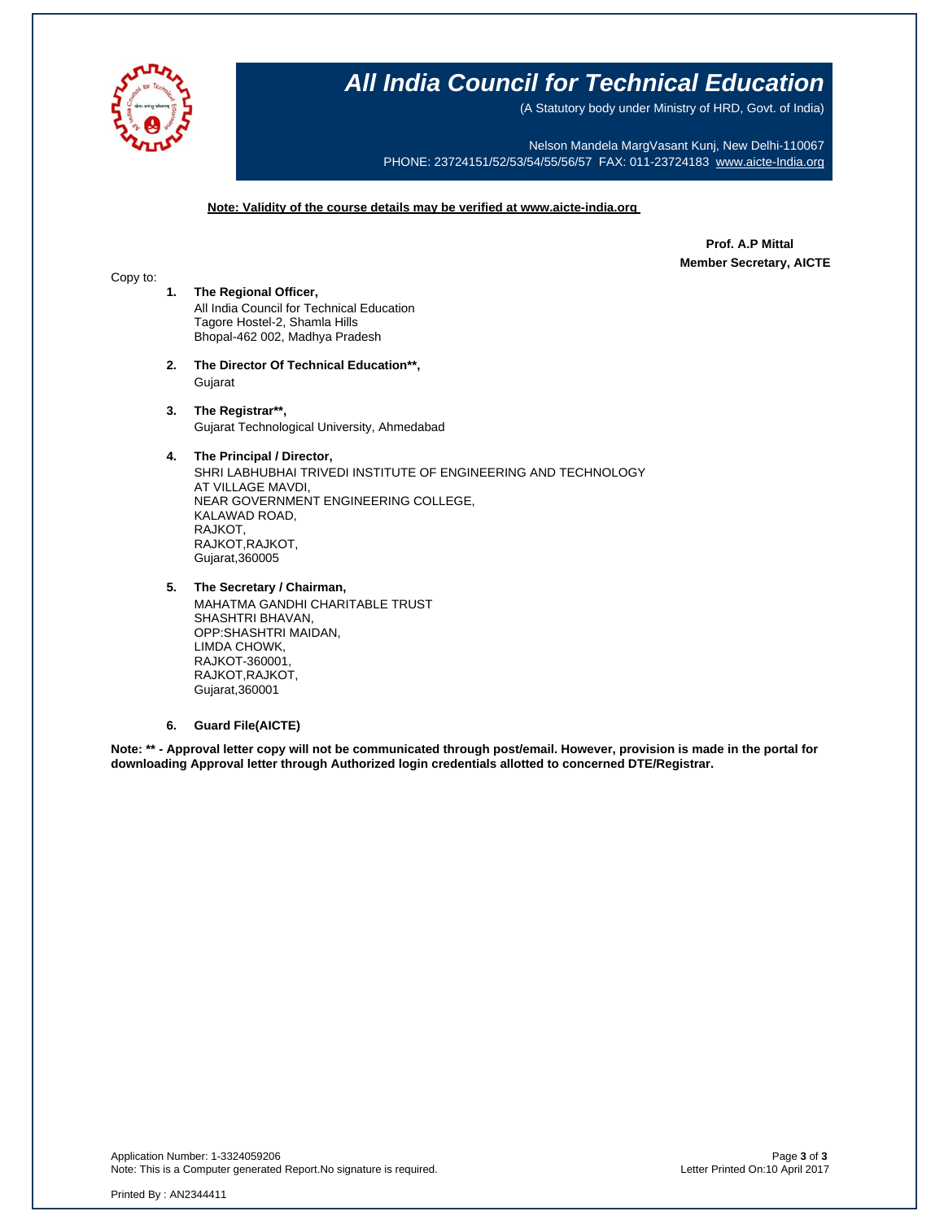# All India Council for Technical Education

(A Statutory body under Ministry of HRD, Govt. of India)

Nelson Mandela MargVasant Kunj, New Delhi-110067
PHONE: 23724151/52/53/54/55/56/57 FAX: 011-23724183 www.aicte-India.org

**Note: Validity of the course details may be verified at www.aicte-india.org**

**Prof. A.P Mittal**
**Member Secretary, AICTE**

Copy to:

1. **The Regional Officer,**
   All India Council for Technical Education
   Tagore Hostel-2, Shamla Hills
   Bhopal-462 002, Madhya Pradesh

2. **The Director Of Technical Education**,**
   Gujarat

3. **The Registrar**,**
   Gujarat Technological University, Ahmedabad

4. **The Principal / Director,**
   SHRI LABHUBHAI TRIVEDI INSTITUTE OF ENGINEERING AND TECHNOLOGY
   AT VILLAGE MAVDI,
   NEAR GOVERNMENT ENGINEERING COLLEGE,
   KALAWAD ROAD,
   RAJKOT,
   RAJKOT,RAJKOT,
   Gujarat,360005

5. **The Secretary / Chairman,**
   MAHATMA GANDHI CHARITABLE TRUST
   SHASHTRI BHAVAN,
   OPP:SHASHTRI MAIDAN,
   LIMDA CHOWK,
   RAJKOT-360001,
   RAJKOT,RAJKOT,
   Gujarat,360001

6. **Guard File(AICTE)**

**Note: ** - Approval letter copy will not be communicated through post/email. However, provision is made in the portal for downloading Approval letter through Authorized login credentials allotted to concerned DTE/Registrar.**

Application Number: 1-3324059206
Note: This is a Computer generated Report.No signature is required.

Letter Printed On:10 April 2017

Printed By : AN2344411